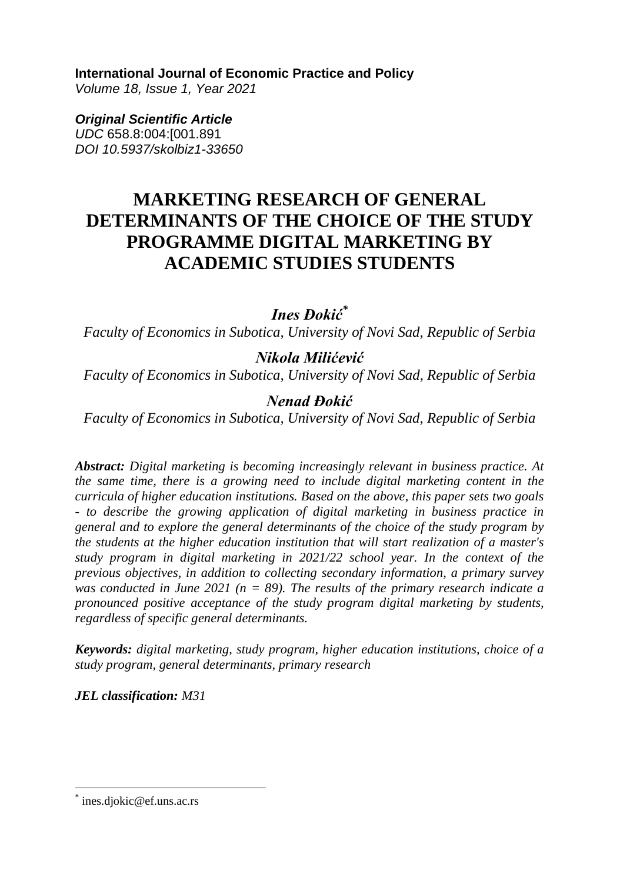**International Journal of Economic Practice and Policy**
*Volume 18, Issue 1, Year 2021*

***Original Scientific Article***
*UDC* 658.8:004:[001.891
*DOI 10.5937/skolbiz1-33650*

# MARKETING RESEARCH OF GENERAL DETERMINANTS OF THE CHOICE OF THE STUDY PROGRAMME DIGITAL MARKETING BY ACADEMIC STUDIES STUDENTS

***Ines Đokić*** [*]
*Faculty of Economics in Subotica, University of Novi Sad, Republic of Serbia*

***Nikola Milićević***
*Faculty of Economics in Subotica, University of Novi Sad, Republic of Serbia*

***Nenad Đokić***
*Faculty of Economics in Subotica, University of Novi Sad, Republic of Serbia*

***Abstract:*** *Digital marketing is becoming increasingly relevant in business practice. At the same time, there is a growing need to include digital marketing content in the curricula of higher education institutions. Based on the above, this paper sets two goals - to describe the growing application of digital marketing in business practice in general and to explore the general determinants of the choice of the study program by the students at the higher education institution that will start realization of a master's study program in digital marketing in 2021/22 school year. In the context of the previous objectives, in addition to collecting secondary information, a primary survey was conducted in June 2021 (n = 89). The results of the primary research indicate a pronounced positive acceptance of the study program digital marketing by students, regardless of specific general determinants.*

***Keywords:*** *digital marketing, study program, higher education institutions, choice of a study program, general determinants, primary research*

***JEL classification:*** *M31*

---

[*] ines.djokic@ef.uns.ac.rs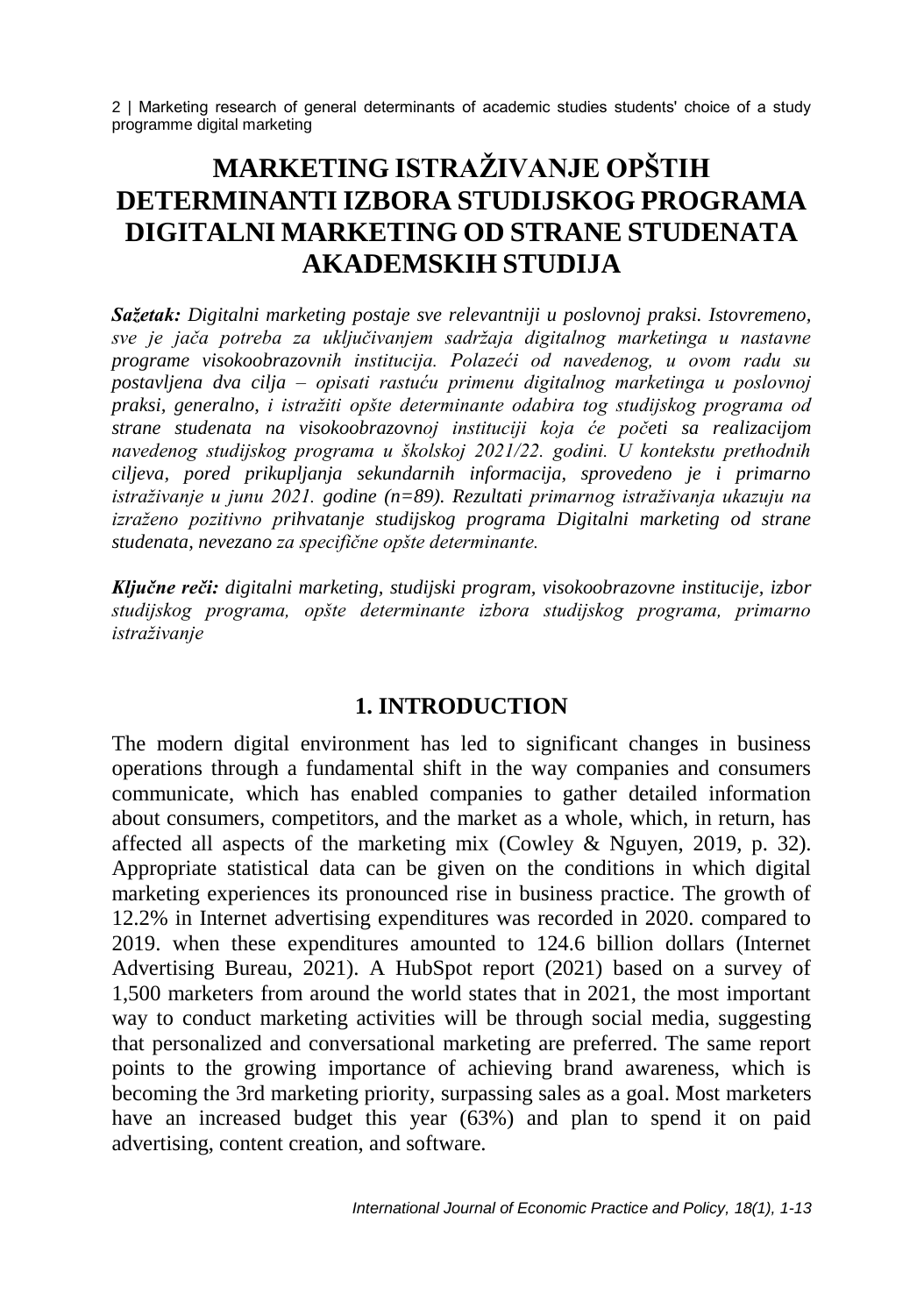# MARKETING ISTRAŽIVANJE OPŠTIH DETERMINANTI IZBORA STUDIJSKOG PROGRAMA DIGITALNI MARKETING OD STRANE STUDENATA AKADEMSKIH STUDIJA

***Sažetak:*** *Digitalni marketing postaje sve relevantniji u poslovnoj praksi. Istovremeno, sve je jača potreba za uključivanjem sadržaja digitalnog marketinga u nastavne programe visokoobrazovnih institucija. Polazeći od navedenog, u ovom radu su postavljena dva cilja – opisati rastuću primenu digitalnog marketinga u poslovnoj praksi, generalno, i istražiti opšte determinante odabira tog studijskog programa od strane studenata na visokoobrazovnoj instituciji koja će početi sa realizacijom navedenog studijskog programa u školskoj 2021/22. godini. U kontekstu prethodnih ciljeva, pored prikupljanja sekundarnih informacija, sprovedeno je i primarno istraživanje u junu 2021. godine (n=89). Rezultati primarnog istraživanja ukazuju na izraženo pozitivno prihvatanje studijskog programa Digitalni marketing od strane studenata, nevezano za specifične opšte determinante.*

***Ključne reči:*** *digitalni marketing, studijski program, visokoobrazovne institucije, izbor studijskog programa, opšte determinante izbora studijskog programa, primarno istraživanje*

## 1. INTRODUCTION

The modern digital environment has led to significant changes in business operations through a fundamental shift in the way companies and consumers communicate, which has enabled companies to gather detailed information about consumers, competitors, and the market as a whole, which, in return, has affected all aspects of the marketing mix (Cowley & Nguyen, 2019, p. 32). Appropriate statistical data can be given on the conditions in which digital marketing experiences its pronounced rise in business practice. The growth of 12.2% in Internet advertising expenditures was recorded in 2020. compared to 2019. when these expenditures amounted to 124.6 billion dollars (Internet Advertising Bureau, 2021). A HubSpot report (2021) based on a survey of 1,500 marketers from around the world states that in 2021, the most important way to conduct marketing activities will be through social media, suggesting that personalized and conversational marketing are preferred. The same report points to the growing importance of achieving brand awareness, which is becoming the 3rd marketing priority, surpassing sales as a goal. Most marketers have an increased budget this year (63%) and plan to spend it on paid advertising, content creation, and software.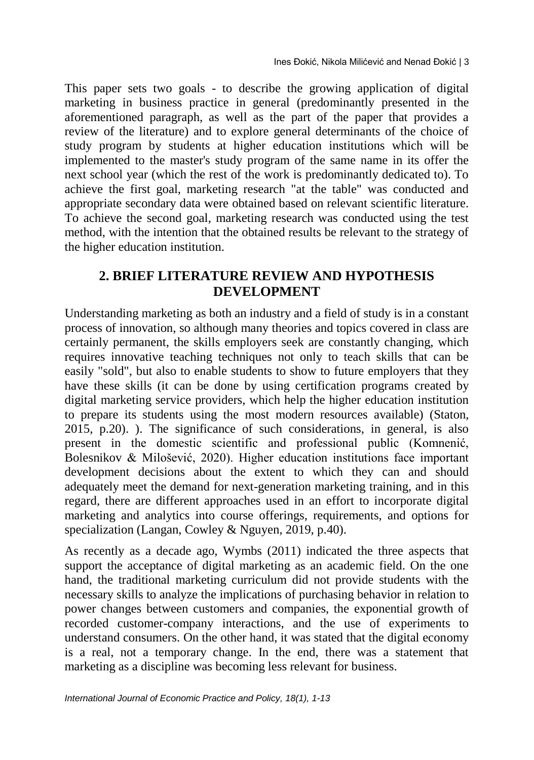This paper sets two goals - to describe the growing application of digital marketing in business practice in general (predominantly presented in the aforementioned paragraph, as well as the part of the paper that provides a review of the literature) and to explore general determinants of the choice of study program by students at higher education institutions which will be implemented to the master's study program of the same name in its offer the next school year (which the rest of the work is predominantly dedicated to). To achieve the first goal, marketing research "at the table" was conducted and appropriate secondary data were obtained based on relevant scientific literature. To achieve the second goal, marketing research was conducted using the test method, with the intention that the obtained results be relevant to the strategy of the higher education institution.

## 2. BRIEF LITERATURE REVIEW AND HYPOTHESIS DEVELOPMENT

Understanding marketing as both an industry and a field of study is in a constant process of innovation, so although many theories and topics covered in class are certainly permanent, the skills employers seek are constantly changing, which requires innovative teaching techniques not only to teach skills that can be easily "sold", but also to enable students to show to future employers that they have these skills (it can be done by using certification programs created by digital marketing service providers, which help the higher education institution to prepare its students using the most modern resources available) (Staton, 2015, p.20). ). The significance of such considerations, in general, is also present in the domestic scientific and professional public (Komnenić, Bolesnikov & Milošević, 2020). Higher education institutions face important development decisions about the extent to which they can and should adequately meet the demand for next-generation marketing training, and in this regard, there are different approaches used in an effort to incorporate digital marketing and analytics into course offerings, requirements, and options for specialization (Langan, Cowley & Nguyen, 2019, p.40).

As recently as a decade ago, Wymbs (2011) indicated the three aspects that support the acceptance of digital marketing as an academic field. On the one hand, the traditional marketing curriculum did not provide students with the necessary skills to analyze the implications of purchasing behavior in relation to power changes between customers and companies, the exponential growth of recorded customer-company interactions, and the use of experiments to understand consumers. On the other hand, it was stated that the digital economy is a real, not a temporary change. In the end, there was a statement that marketing as a discipline was becoming less relevant for business.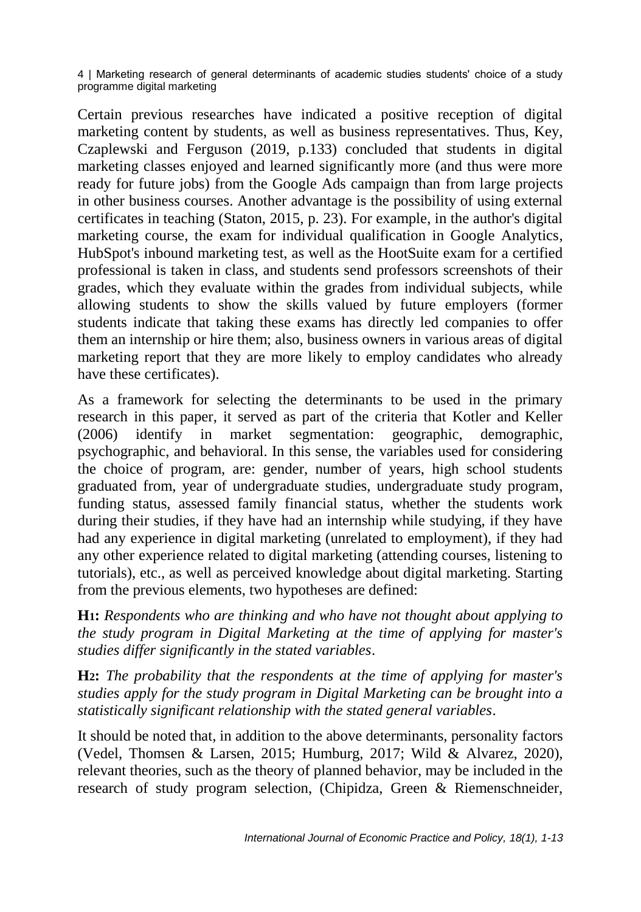Certain previous researches have indicated a positive reception of digital marketing content by students, as well as business representatives. Thus, Key, Czaplewski and Ferguson (2019, p.133) concluded that students in digital marketing classes enjoyed and learned significantly more (and thus were more ready for future jobs) from the Google Ads campaign than from large projects in other business courses. Another advantage is the possibility of using external certificates in teaching (Staton, 2015, p. 23). For example, in the author's digital marketing course, the exam for individual qualification in Google Analytics, HubSpot's inbound marketing test, as well as the HootSuite exam for a certified professional is taken in class, and students send professors screenshots of their grades, which they evaluate within the grades from individual subjects, while allowing students to show the skills valued by future employers (former students indicate that taking these exams has directly led companies to offer them an internship or hire them; also, business owners in various areas of digital marketing report that they are more likely to employ candidates who already have these certificates).

As a framework for selecting the determinants to be used in the primary research in this paper, it served as part of the criteria that Kotler and Keller (2006) identify in market segmentation: geographic, demographic, psychographic, and behavioral. In this sense, the variables used for considering the choice of program, are: gender, number of years, high school students graduated from, year of undergraduate studies, undergraduate study program, funding status, assessed family financial status, whether the students work during their studies, if they have had an internship while studying, if they have had any experience in digital marketing (unrelated to employment), if they had any other experience related to digital marketing (attending courses, listening to tutorials), etc., as well as perceived knowledge about digital marketing. Starting from the previous elements, two hypotheses are defined:

**H1:** *Respondents who are thinking and who have not thought about applying to the study program in Digital Marketing at the time of applying for master's studies differ significantly in the stated variables*.

**H2:** *The probability that the respondents at the time of applying for master's studies apply for the study program in Digital Marketing can be brought into a statistically significant relationship with the stated general variables*.

It should be noted that, in addition to the above determinants, personality factors (Vedel, Thomsen & Larsen, 2015; Humburg, 2017; Wild & Alvarez, 2020), relevant theories, such as the theory of planned behavior, may be included in the research of study program selection, (Chipidza, Green & Riemenschneider,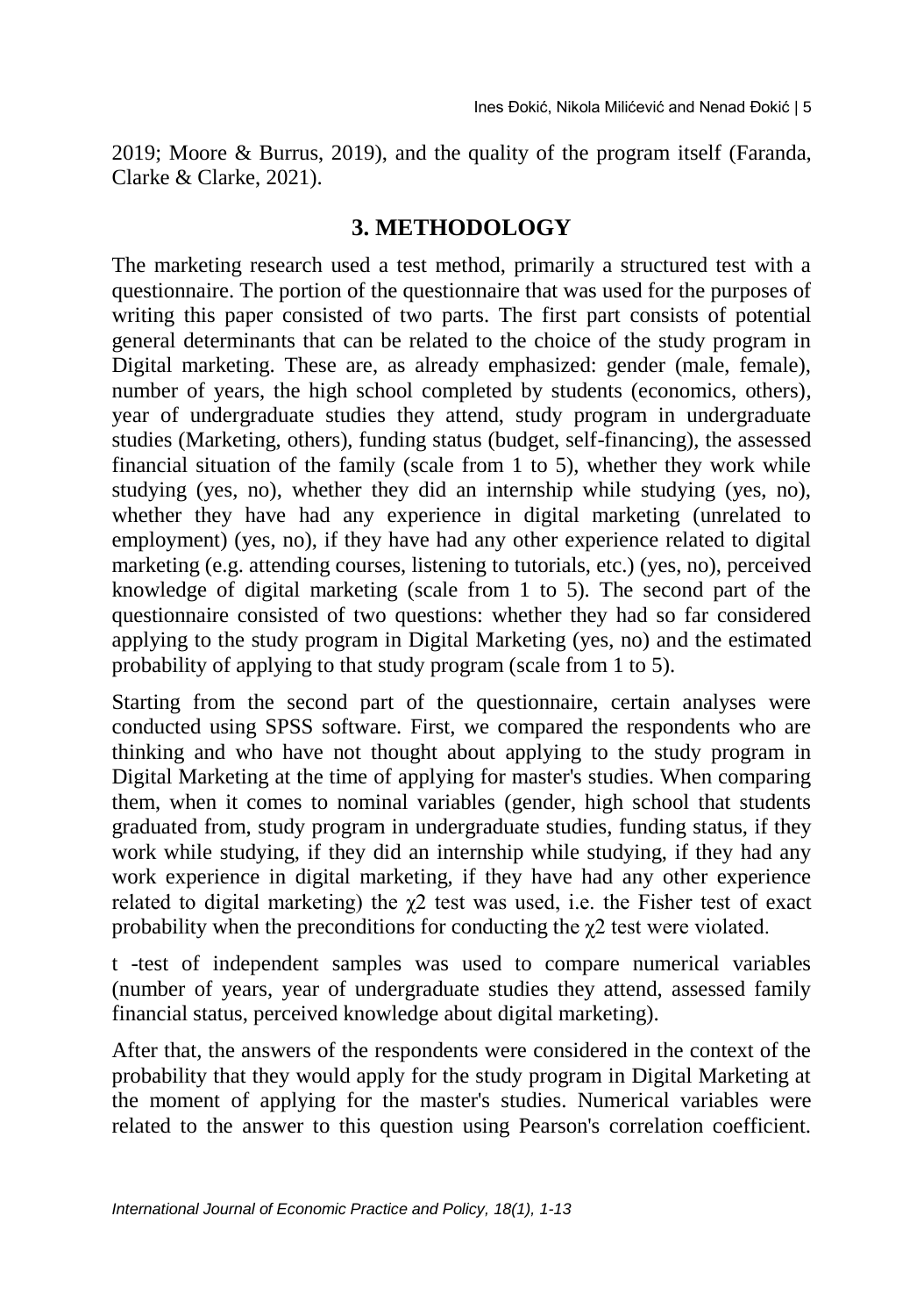2019; Moore & Burrus, 2019), and the quality of the program itself (Faranda, Clarke & Clarke, 2021).

## 3. METHODOLOGY

The marketing research used a test method, primarily a structured test with a questionnaire. The portion of the questionnaire that was used for the purposes of writing this paper consisted of two parts. The first part consists of potential general determinants that can be related to the choice of the study program in Digital marketing. These are, as already emphasized: gender (male, female), number of years, the high school completed by students (economics, others), year of undergraduate studies they attend, study program in undergraduate studies (Marketing, others), funding status (budget, self-financing), the assessed financial situation of the family (scale from 1 to 5), whether they work while studying (yes, no), whether they did an internship while studying (yes, no), whether they have had any experience in digital marketing (unrelated to employment) (yes, no), if they have had any other experience related to digital marketing (e.g. attending courses, listening to tutorials, etc.) (yes, no), perceived knowledge of digital marketing (scale from 1 to 5). The second part of the questionnaire consisted of two questions: whether they had so far considered applying to the study program in Digital Marketing (yes, no) and the estimated probability of applying to that study program (scale from 1 to 5).

Starting from the second part of the questionnaire, certain analyses were conducted using SPSS software. First, we compared the respondents who are thinking and who have not thought about applying to the study program in Digital Marketing at the time of applying for master's studies. When comparing them, when it comes to nominal variables (gender, high school that students graduated from, study program in undergraduate studies, funding status, if they work while studying, if they did an internship while studying, if they had any work experience in digital marketing, if they have had any other experience related to digital marketing) the $\chi^2$ test was used, i.e. the Fisher test of exact probability when the preconditions for conducting the $\chi^2$ test were violated.

t -test of independent samples was used to compare numerical variables (number of years, year of undergraduate studies they attend, assessed family financial status, perceived knowledge about digital marketing).

After that, the answers of the respondents were considered in the context of the probability that they would apply for the study program in Digital Marketing at the moment of applying for the master's studies. Numerical variables were related to the answer to this question using Pearson's correlation coefficient.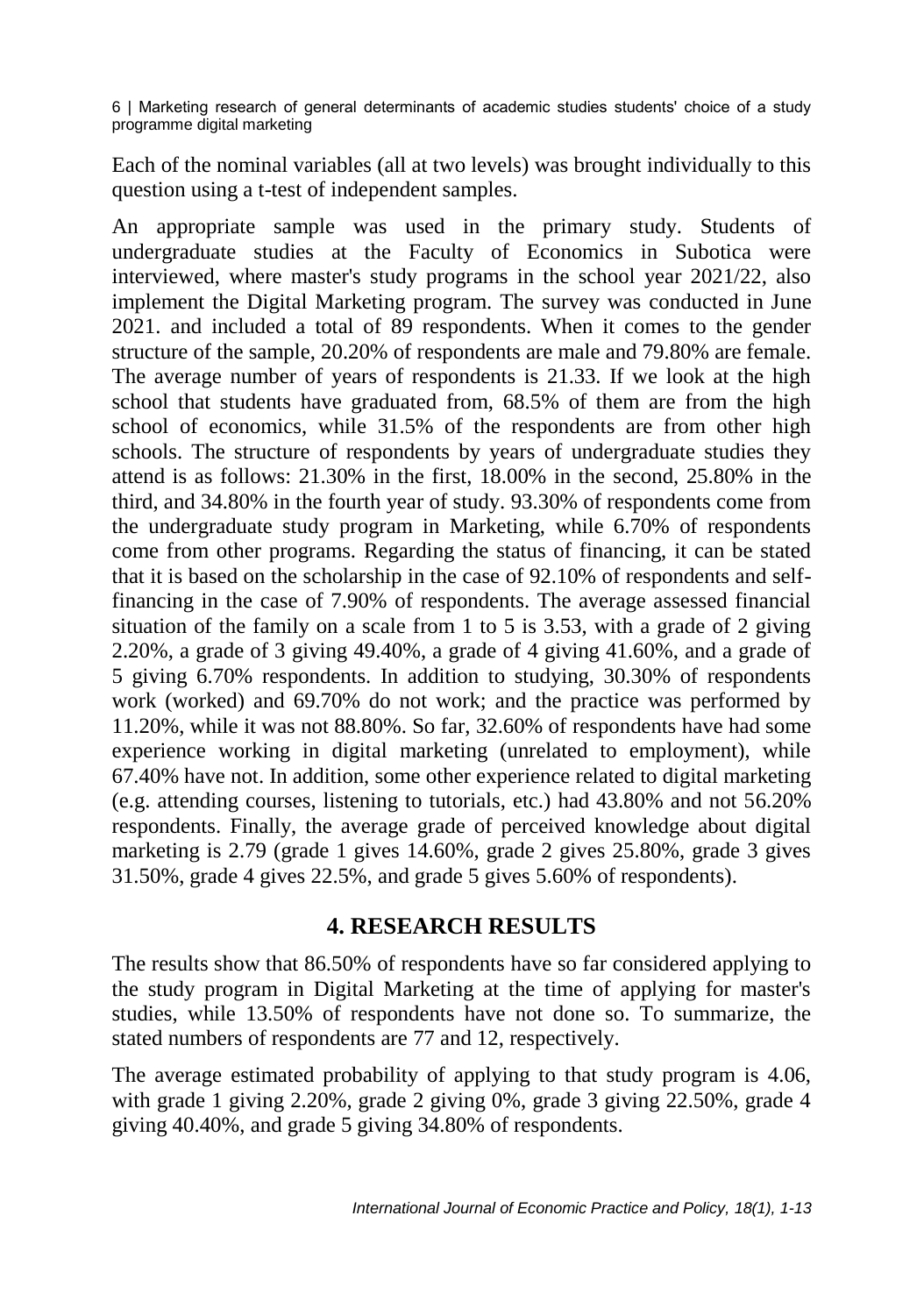Each of the nominal variables (all at two levels) was brought individually to this question using a t-test of independent samples.

An appropriate sample was used in the primary study. Students of undergraduate studies at the Faculty of Economics in Subotica were interviewed, where master's study programs in the school year 2021/22, also implement the Digital Marketing program. The survey was conducted in June 2021. and included a total of 89 respondents. When it comes to the gender structure of the sample, 20.20% of respondents are male and 79.80% are female. The average number of years of respondents is 21.33. If we look at the high school that students have graduated from, 68.5% of them are from the high school of economics, while 31.5% of the respondents are from other high schools. The structure of respondents by years of undergraduate studies they attend is as follows: 21.30% in the first, 18.00% in the second, 25.80% in the third, and 34.80% in the fourth year of study. 93.30% of respondents come from the undergraduate study program in Marketing, while 6.70% of respondents come from other programs. Regarding the status of financing, it can be stated that it is based on the scholarship in the case of 92.10% of respondents and self-financing in the case of 7.90% of respondents. The average assessed financial situation of the family on a scale from 1 to 5 is 3.53, with a grade of 2 giving 2.20%, a grade of 3 giving 49.40%, a grade of 4 giving 41.60%, and a grade of 5 giving 6.70% respondents. In addition to studying, 30.30% of respondents work (worked) and 69.70% do not work; and the practice was performed by 11.20%, while it was not 88.80%. So far, 32.60% of respondents have had some experience working in digital marketing (unrelated to employment), while 67.40% have not. In addition, some other experience related to digital marketing (e.g. attending courses, listening to tutorials, etc.) had 43.80% and not 56.20% respondents. Finally, the average grade of perceived knowledge about digital marketing is 2.79 (grade 1 gives 14.60%, grade 2 gives 25.80%, grade 3 gives 31.50%, grade 4 gives 22.5%, and grade 5 gives 5.60% of respondents).

## 4. RESEARCH RESULTS

The results show that 86.50% of respondents have so far considered applying to the study program in Digital Marketing at the time of applying for master's studies, while 13.50% of respondents have not done so. To summarize, the stated numbers of respondents are 77 and 12, respectively.

The average estimated probability of applying to that study program is 4.06, with grade 1 giving 2.20%, grade 2 giving 0%, grade 3 giving 22.50%, grade 4 giving 40.40%, and grade 5 giving 34.80% of respondents.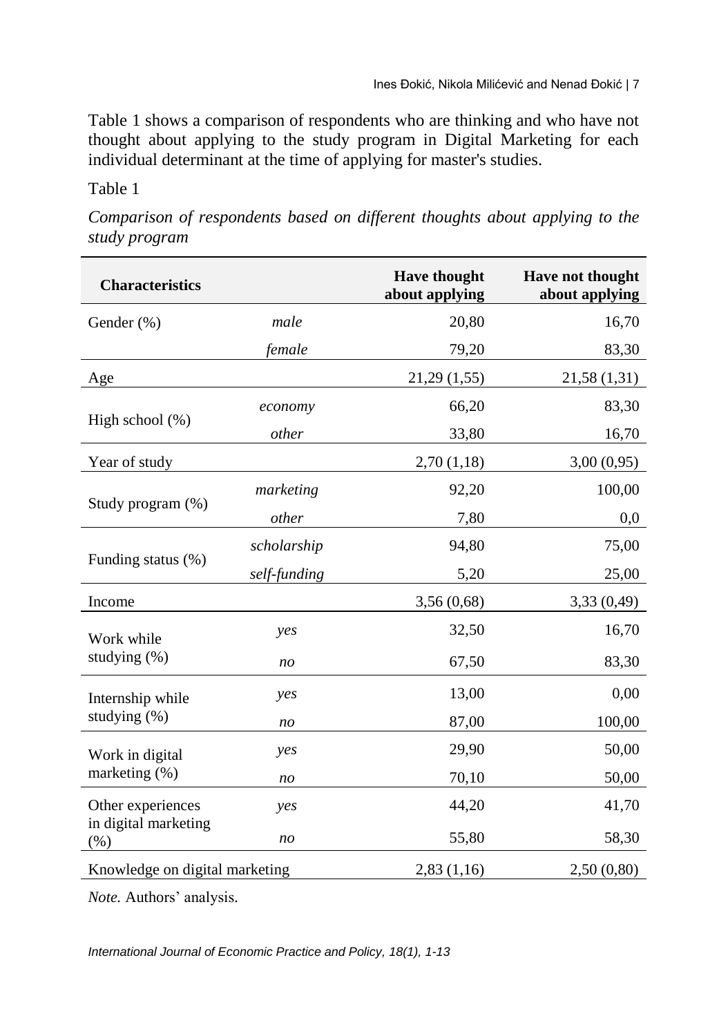Table 1 shows a comparison of respondents who are thinking and who have not thought about applying to the study program in Digital Marketing for each individual determinant at the time of applying for master's studies.

Table 1

*Comparison of respondents based on different thoughts about applying to the study program*

| **Characteristics** | | **Have thought about applying** | **Have not thought about applying** |
|---|---|---|---|
| Gender (%) | *male* | 20,80 | 16,70 |
| | *female* | 79,20 | 83,30 |
| Age | | 21,29 (1,55) | 21,58 (1,31) |
| High school (%) | *economy* | 66,20 | 83,30 |
| | *other* | 33,80 | 16,70 |
| Year of study | | 2,70 (1,18) | 3,00 (0,95) |
| Study program (%) | *marketing* | 92,20 | 100,00 |
| | *other* | 7,80 | 0,0 |
| Funding status (%) | *scholarship* | 94,80 | 75,00 |
| | *self-funding* | 5,20 | 25,00 |
| Income | | 3,56 (0,68) | 3,33 (0,49) |
| Work while studying (%) | *yes* | 32,50 | 16,70 |
| | *no* | 67,50 | 83,30 |
| Internship while studying (%) | *yes* | 13,00 | 0,00 |
| | *no* | 87,00 | 100,00 |
| Work in digital marketing (%) | *yes* | 29,90 | 50,00 |
| | *no* | 70,10 | 50,00 |
| Other experiences in digital marketing (%) | *yes* | 44,20 | 41,70 |
| | *no* | 55,80 | 58,30 |
| Knowledge on digital marketing | | 2,83 (1,16) | 2,50 (0,80) |

*Note.* Authors' analysis.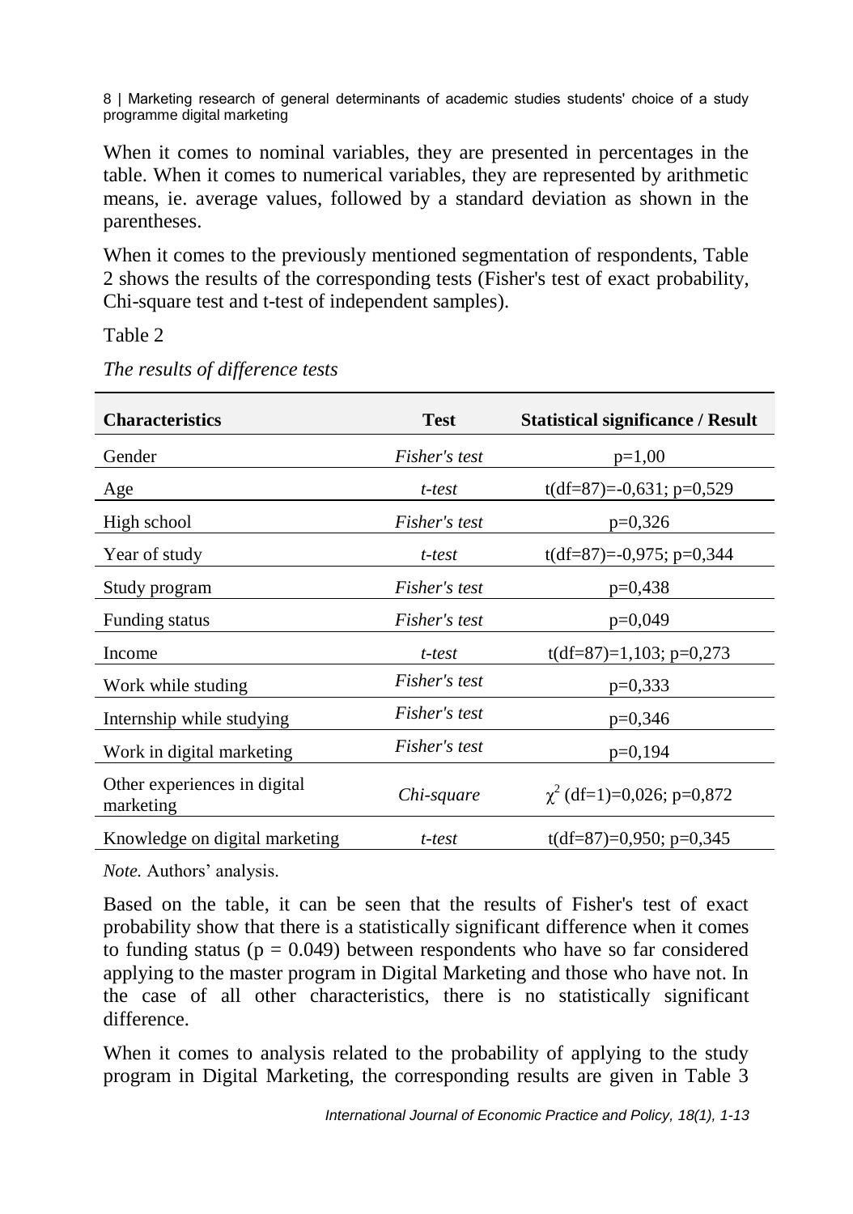When it comes to nominal variables, they are presented in percentages in the table. When it comes to numerical variables, they are represented by arithmetic means, ie. average values, followed by a standard deviation as shown in the parentheses.

When it comes to the previously mentioned segmentation of respondents, Table 2 shows the results of the corresponding tests (Fisher's test of exact probability, Chi-square test and t-test of independent samples).

Table 2

*The results of difference tests*

| **Characteristics** | **Test** | **Statistical significance / Result** |
|---|---|---|
| Gender | *Fisher's test* | p=1,00 |
| Age | *t-test* | t(df=87)=-0,631; p=0,529 |
| High school | *Fisher's test* | p=0,326 |
| Year of study | *t-test* | t(df=87)=-0,975; p=0,344 |
| Study program | *Fisher's test* | p=0,438 |
| Funding status | *Fisher's test* | p=0,049 |
| Income | *t-test* | t(df=87)=1,103; p=0,273 |
| Work while studing | *Fisher's test* | p=0,333 |
| Internship while studying | *Fisher's test* | p=0,346 |
| Work in digital marketing | *Fisher's test* | p=0,194 |
| Other experiences in digital marketing | *Chi-square* | $\chi^2$ (df=1)=0,026; p=0,872 |
| Knowledge on digital marketing | *t-test* | t(df=87)=0,950; p=0,345 |

*Note.* Authors' analysis.

Based on the table, it can be seen that the results of Fisher's test of exact probability show that there is a statistically significant difference when it comes to funding status ($p = 0.049$) between respondents who have so far considered applying to the master program in Digital Marketing and those who have not. In the case of all other characteristics, there is no statistically significant difference.

When it comes to analysis related to the probability of applying to the study program in Digital Marketing, the corresponding results are given in Table 3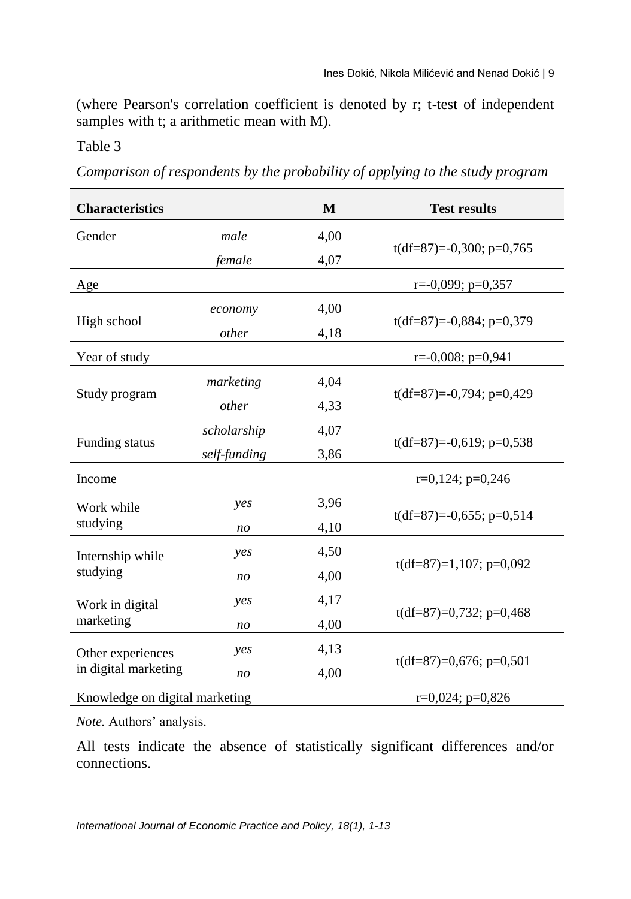(where Pearson's correlation coefficient is denoted by r; t-test of independent samples with t; a arithmetic mean with M).

Table 3

*Comparison of respondents by the probability of applying to the study program*

| **Characteristics** | | **M** | **Test results** |
|---|---|---|---|
| Gender | *male* | 4,00 | t(df=87)=-0,300; p=0,765 |
| | *female* | 4,07 | |
| Age | | | r=-0,099; p=0,357 |
| High school | *economy* | 4,00 | t(df=87)=-0,884; p=0,379 |
| | *other* | 4,18 | |
| Year of study | | | r=-0,008; p=0,941 |
| Study program | *marketing* | 4,04 | t(df=87)=-0,794; p=0,429 |
| | *other* | 4,33 | |
| Funding status | *scholarship* | 4,07 | t(df=87)=-0,619; p=0,538 |
| | *self-funding* | 3,86 | |
| Income | | | r=0,124; p=0,246 |
| Work while studying | *yes* | 3,96 | t(df=87)=-0,655; p=0,514 |
| | *no* | 4,10 | |
| Internship while studying | *yes* | 4,50 | t(df=87)=1,107; p=0,092 |
| | *no* | 4,00 | |
| Work in digital marketing | *yes* | 4,17 | t(df=87)=0,732; p=0,468 |
| | *no* | 4,00 | |
| Other experiences in digital marketing | *yes* | 4,13 | t(df=87)=0,676; p=0,501 |
| | *no* | 4,00 | |
| Knowledge on digital marketing | | | r=0,024; p=0,826 |

*Note.* Authors' analysis.

All tests indicate the absence of statistically significant differences and/or connections.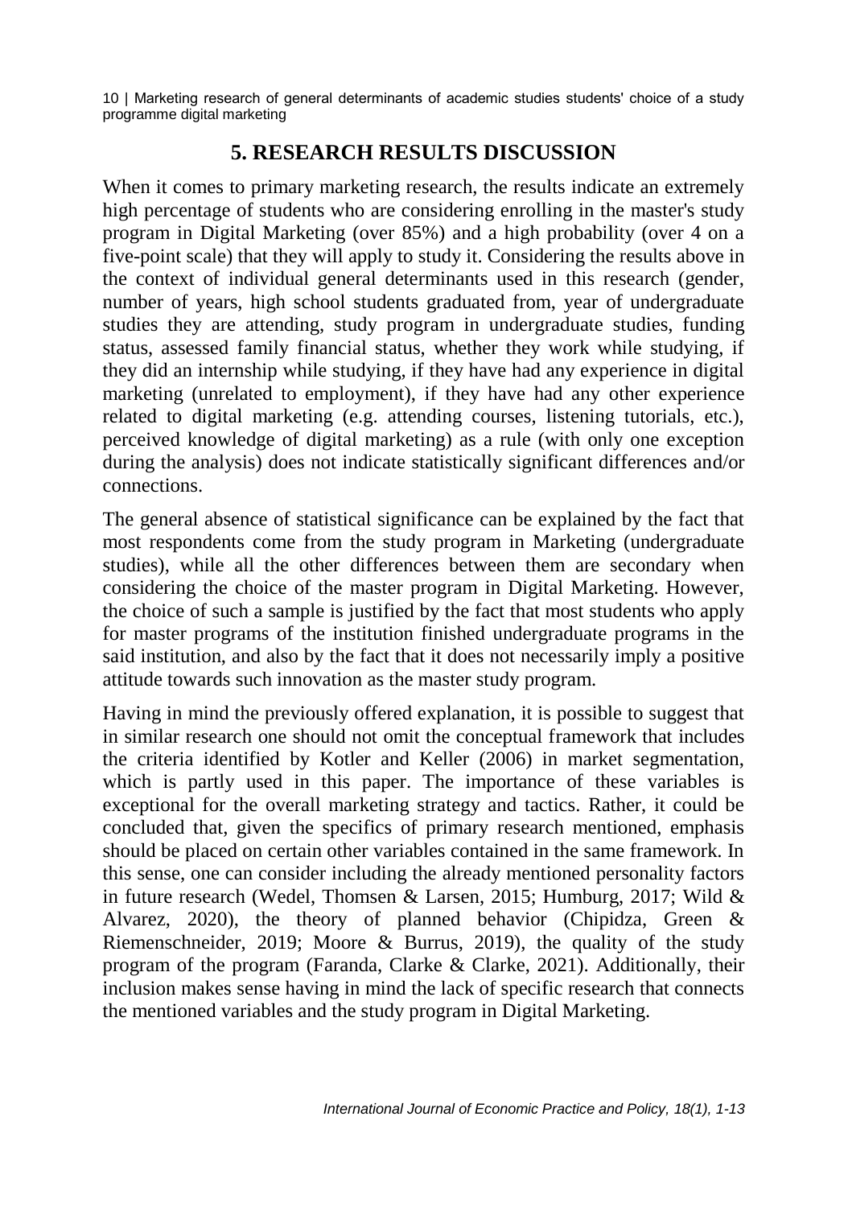## 5. RESEARCH RESULTS DISCUSSION

When it comes to primary marketing research, the results indicate an extremely high percentage of students who are considering enrolling in the master's study program in Digital Marketing (over 85%) and a high probability (over 4 on a five-point scale) that they will apply to study it. Considering the results above in the context of individual general determinants used in this research (gender, number of years, high school students graduated from, year of undergraduate studies they are attending, study program in undergraduate studies, funding status, assessed family financial status, whether they work while studying, if they did an internship while studying, if they have had any experience in digital marketing (unrelated to employment), if they have had any other experience related to digital marketing (e.g. attending courses, listening tutorials, etc.), perceived knowledge of digital marketing) as a rule (with only one exception during the analysis) does not indicate statistically significant differences and/or connections.

The general absence of statistical significance can be explained by the fact that most respondents come from the study program in Marketing (undergraduate studies), while all the other differences between them are secondary when considering the choice of the master program in Digital Marketing. However, the choice of such a sample is justified by the fact that most students who apply for master programs of the institution finished undergraduate programs in the said institution, and also by the fact that it does not necessarily imply a positive attitude towards such innovation as the master study program.

Having in mind the previously offered explanation, it is possible to suggest that in similar research one should not omit the conceptual framework that includes the criteria identified by Kotler and Keller (2006) in market segmentation, which is partly used in this paper. The importance of these variables is exceptional for the overall marketing strategy and tactics. Rather, it could be concluded that, given the specifics of primary research mentioned, emphasis should be placed on certain other variables contained in the same framework. In this sense, one can consider including the already mentioned personality factors in future research (Wedel, Thomsen & Larsen, 2015; Humburg, 2017; Wild & Alvarez, 2020), the theory of planned behavior (Chipidza, Green & Riemenschneider, 2019; Moore & Burrus, 2019), the quality of the study program of the program (Faranda, Clarke & Clarke, 2021). Additionally, their inclusion makes sense having in mind the lack of specific research that connects the mentioned variables and the study program in Digital Marketing.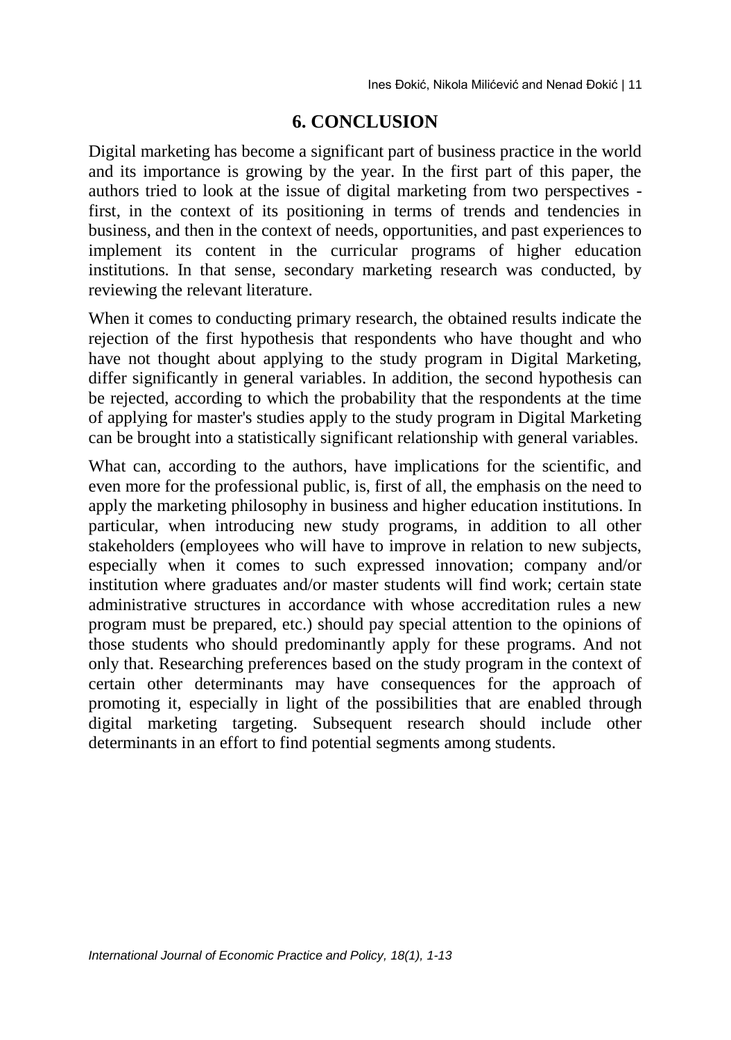## 6. CONCLUSION

Digital marketing has become a significant part of business practice in the world and its importance is growing by the year. In the first part of this paper, the authors tried to look at the issue of digital marketing from two perspectives - first, in the context of its positioning in terms of trends and tendencies in business, and then in the context of needs, opportunities, and past experiences to implement its content in the curricular programs of higher education institutions. In that sense, secondary marketing research was conducted, by reviewing the relevant literature.

When it comes to conducting primary research, the obtained results indicate the rejection of the first hypothesis that respondents who have thought and who have not thought about applying to the study program in Digital Marketing, differ significantly in general variables. In addition, the second hypothesis can be rejected, according to which the probability that the respondents at the time of applying for master's studies apply to the study program in Digital Marketing can be brought into a statistically significant relationship with general variables.

What can, according to the authors, have implications for the scientific, and even more for the professional public, is, first of all, the emphasis on the need to apply the marketing philosophy in business and higher education institutions. In particular, when introducing new study programs, in addition to all other stakeholders (employees who will have to improve in relation to new subjects, especially when it comes to such expressed innovation; company and/or institution where graduates and/or master students will find work; certain state administrative structures in accordance with whose accreditation rules a new program must be prepared, etc.) should pay special attention to the opinions of those students who should predominantly apply for these programs. And not only that. Researching preferences based on the study program in the context of certain other determinants may have consequences for the approach of promoting it, especially in light of the possibilities that are enabled through digital marketing targeting. Subsequent research should include other determinants in an effort to find potential segments among students.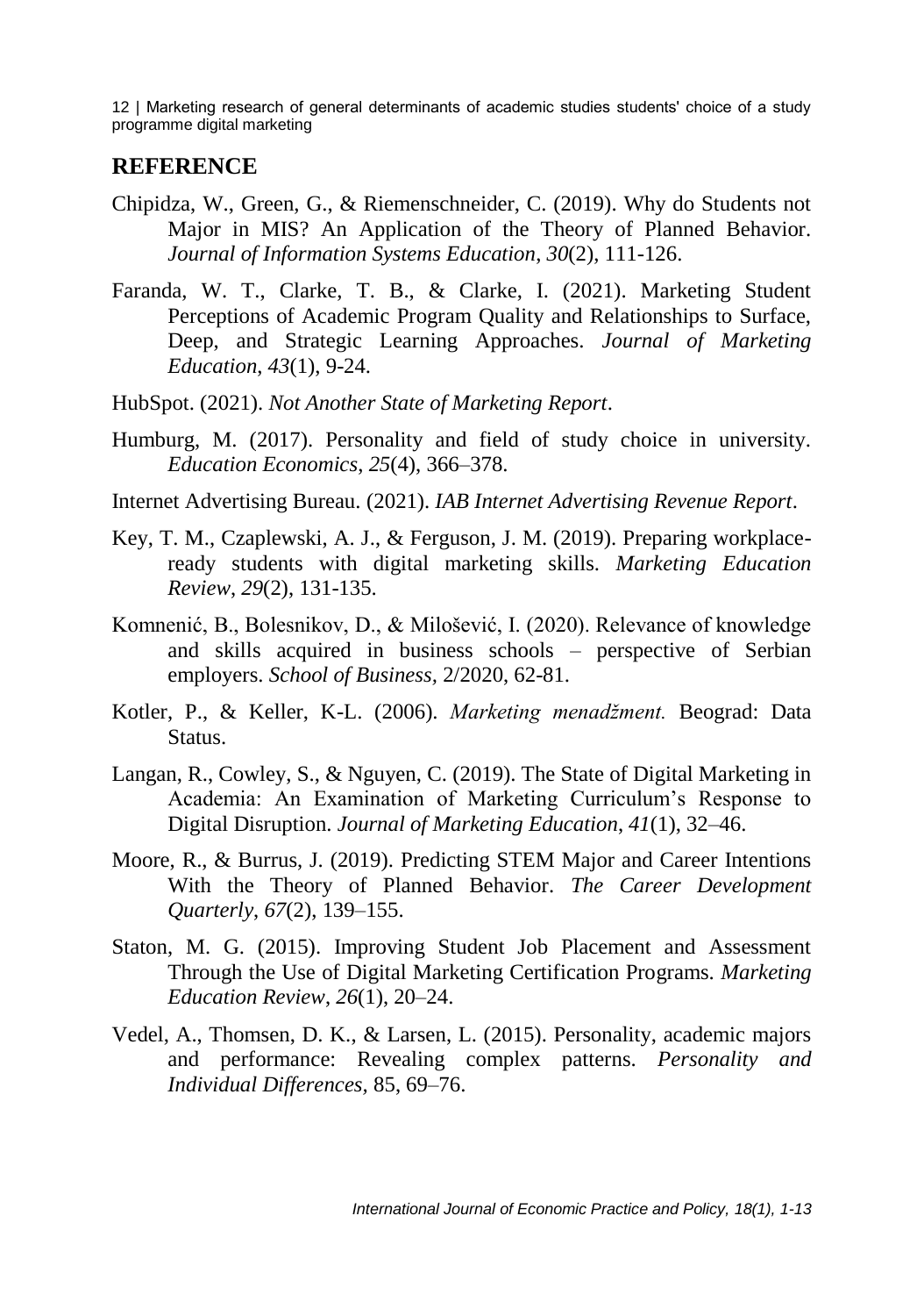## REFERENCE

Chipidza, W., Green, G., & Riemenschneider, C. (2019). Why do Students not Major in MIS? An Application of the Theory of Planned Behavior. *Journal of Information Systems Education*, *30*(2), 111-126.

Faranda, W. T., Clarke, T. B., & Clarke, I. (2021). Marketing Student Perceptions of Academic Program Quality and Relationships to Surface, Deep, and Strategic Learning Approaches. *Journal of Marketing Education*, *43*(1), 9-24.

HubSpot. (2021). *Not Another State of Marketing Report*.

Humburg, M. (2017). Personality and field of study choice in university. *Education Economics*, *25*(4), 366–378.

Internet Advertising Bureau. (2021). *IAB Internet Advertising Revenue Report*.

Key, T. M., Czaplewski, A. J., & Ferguson, J. M. (2019). Preparing workplace-ready students with digital marketing skills. *Marketing Education Review*, *29*(2), 131-135.

Komnenić, B., Bolesnikov, D., & Milošević, I. (2020). Relevance of knowledge and skills acquired in business schools – perspective of Serbian employers. *School of Business*, 2/2020, 62-81.

Kotler, P., & Keller, K-L. (2006). *Marketing menadžment.* Beograd: Data Status.

Langan, R., Cowley, S., & Nguyen, C. (2019). The State of Digital Marketing in Academia: An Examination of Marketing Curriculum's Response to Digital Disruption. *Journal of Marketing Education*, *41*(1), 32–46.

Moore, R., & Burrus, J. (2019). Predicting STEM Major and Career Intentions With the Theory of Planned Behavior. *The Career Development Quarterly, 67*(2), 139–155.

Staton, M. G. (2015). Improving Student Job Placement and Assessment Through the Use of Digital Marketing Certification Programs. *Marketing Education Review*, *26*(1), 20–24.

Vedel, A., Thomsen, D. K., & Larsen, L. (2015). Personality, academic majors and performance: Revealing complex patterns. *Personality and Individual Differences,* 85, 69–76.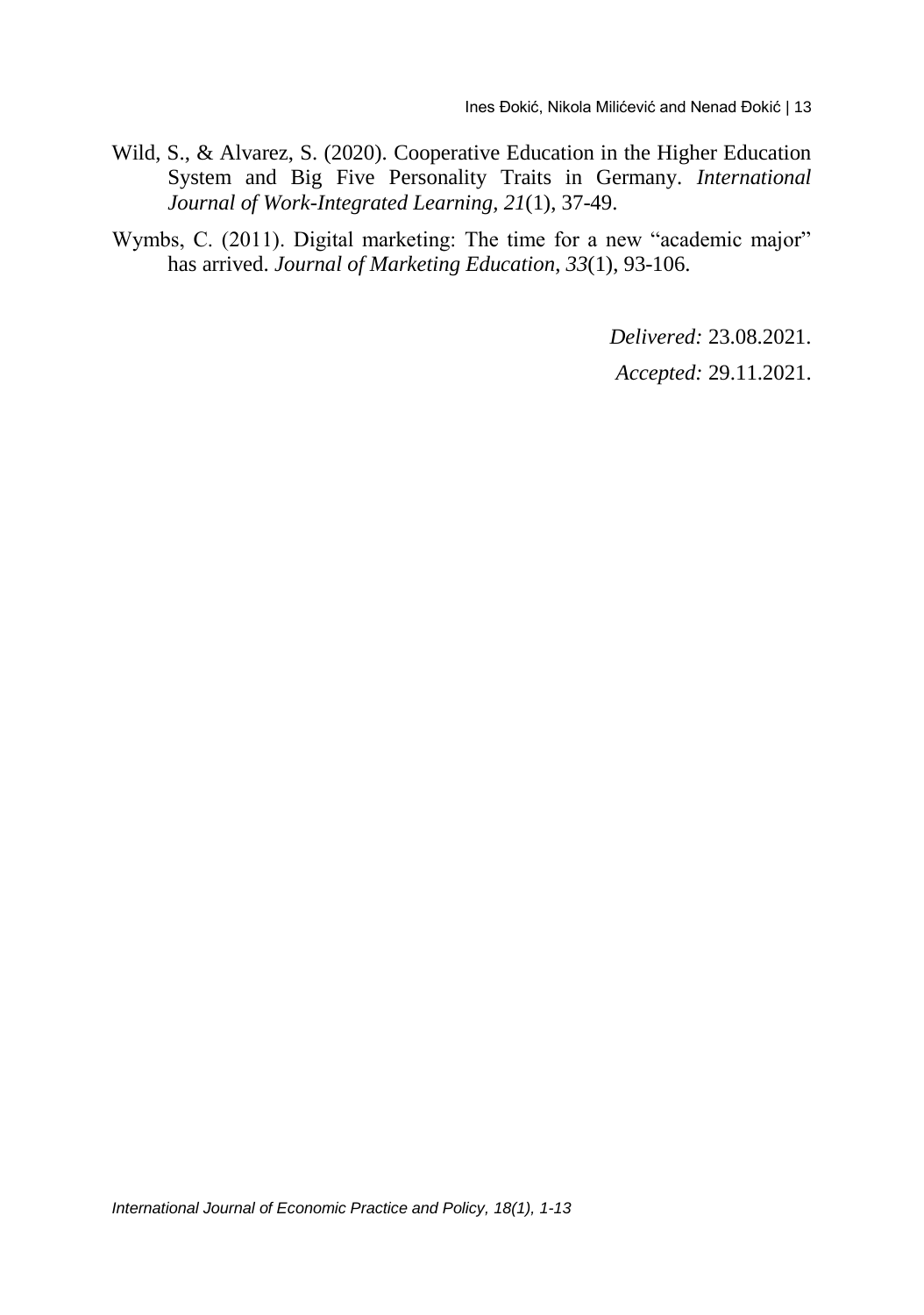Wild, S., & Alvarez, S. (2020). Cooperative Education in the Higher Education System and Big Five Personality Traits in Germany. *International Journal of Work-Integrated Learning*, *21*(1), 37-49.

Wymbs, C. (2011). Digital marketing: The time for a new "academic major" has arrived. *Journal of Marketing Education*, *33*(1), 93-106.

*Delivered:* 23.08.2021.

*Accepted:* 29.11.2021.